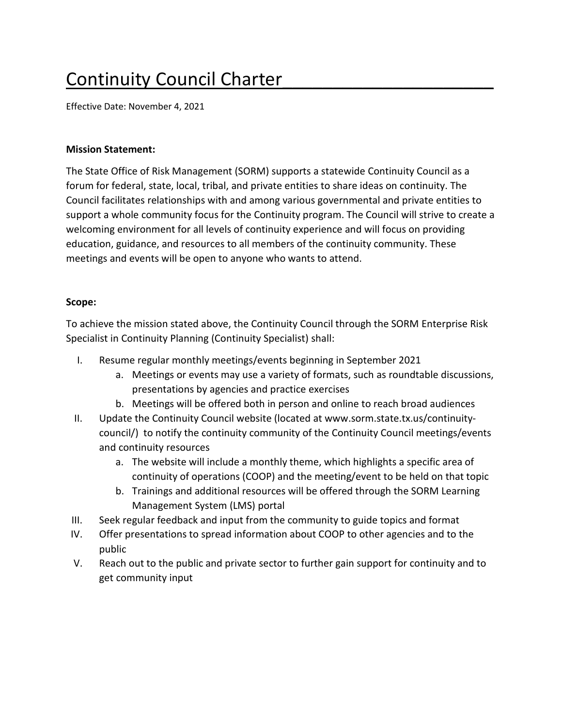# Continuity Council Charter

Effective Date: November 4, 2021

**Mission Statement:**

The State Office of Risk Management (SORM) supports a statewide Continuity Council as a forum for federal, state, local, tribal, and private entities to share ideas on continuity. The Council facilitates relationships with and among various governmental and private entities to support a whole community focus for the Continuity program. The Council will strive to create a welcoming environment for all levels of continuity experience and will focus on providing education, guidance, and resources to all members of the continuity community. These meetings and events will be open to anyone who wants to attend.

**Scope:**

To achieve the mission stated above, the Continuity Council through the SORM Enterprise Risk Specialist in Continuity Planning (Continuity Specialist) shall:

I. Resume regular monthly meetings/events beginning in September 2021
   a. Meetings or events may use a variety of formats, such as roundtable discussions, presentations by agencies and practice exercises
   b. Meetings will be offered both in person and online to reach broad audiences

II. Update the Continuity Council website (located at www.sorm.state.tx.us/continuity-council/) to notify the continuity community of the Continuity Council meetings/events and continuity resources
   a. The website will include a monthly theme, which highlights a specific area of continuity of operations (COOP) and the meeting/event to be held on that topic
   b. Trainings and additional resources will be offered through the SORM Learning Management System (LMS) portal

III. Seek regular feedback and input from the community to guide topics and format

IV. Offer presentations to spread information about COOP to other agencies and to the public

V. Reach out to the public and private sector to further gain support for continuity and to get community input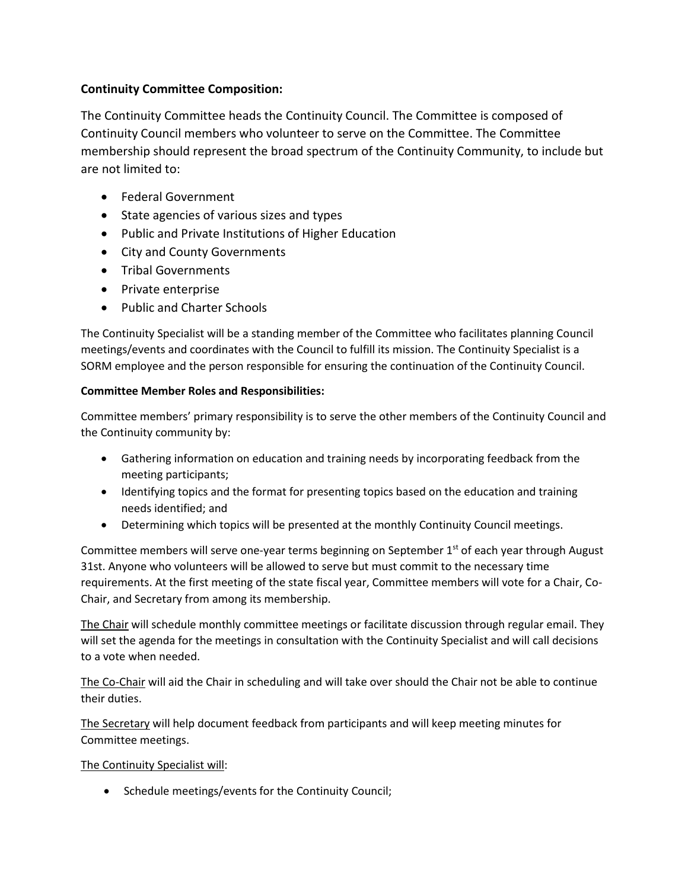**Continuity Committee Composition:**

The Continuity Committee heads the Continuity Council. The Committee is composed of Continuity Council members who volunteer to serve on the Committee. The Committee membership should represent the broad spectrum of the Continuity Community, to include but are not limited to:

- Federal Government
- State agencies of various sizes and types
- Public and Private Institutions of Higher Education
- City and County Governments
- Tribal Governments
- Private enterprise
- Public and Charter Schools

The Continuity Specialist will be a standing member of the Committee who facilitates planning Council meetings/events and coordinates with the Council to fulfill its mission. The Continuity Specialist is a SORM employee and the person responsible for ensuring the continuation of the Continuity Council.

**Committee Member Roles and Responsibilities:**

Committee members' primary responsibility is to serve the other members of the Continuity Council and the Continuity community by:

- Gathering information on education and training needs by incorporating feedback from the meeting participants;
- Identifying topics and the format for presenting topics based on the education and training needs identified; and
- Determining which topics will be presented at the monthly Continuity Council meetings.

Committee members will serve one-year terms beginning on September 1st of each year through August 31st. Anyone who volunteers will be allowed to serve but must commit to the necessary time requirements. At the first meeting of the state fiscal year, Committee members will vote for a Chair, Co-Chair, and Secretary from among its membership.

The Chair will schedule monthly committee meetings or facilitate discussion through regular email. They will set the agenda for the meetings in consultation with the Continuity Specialist and will call decisions to a vote when needed.

The Co-Chair will aid the Chair in scheduling and will take over should the Chair not be able to continue their duties.

The Secretary will help document feedback from participants and will keep meeting minutes for Committee meetings.

The Continuity Specialist will:

- Schedule meetings/events for the Continuity Council;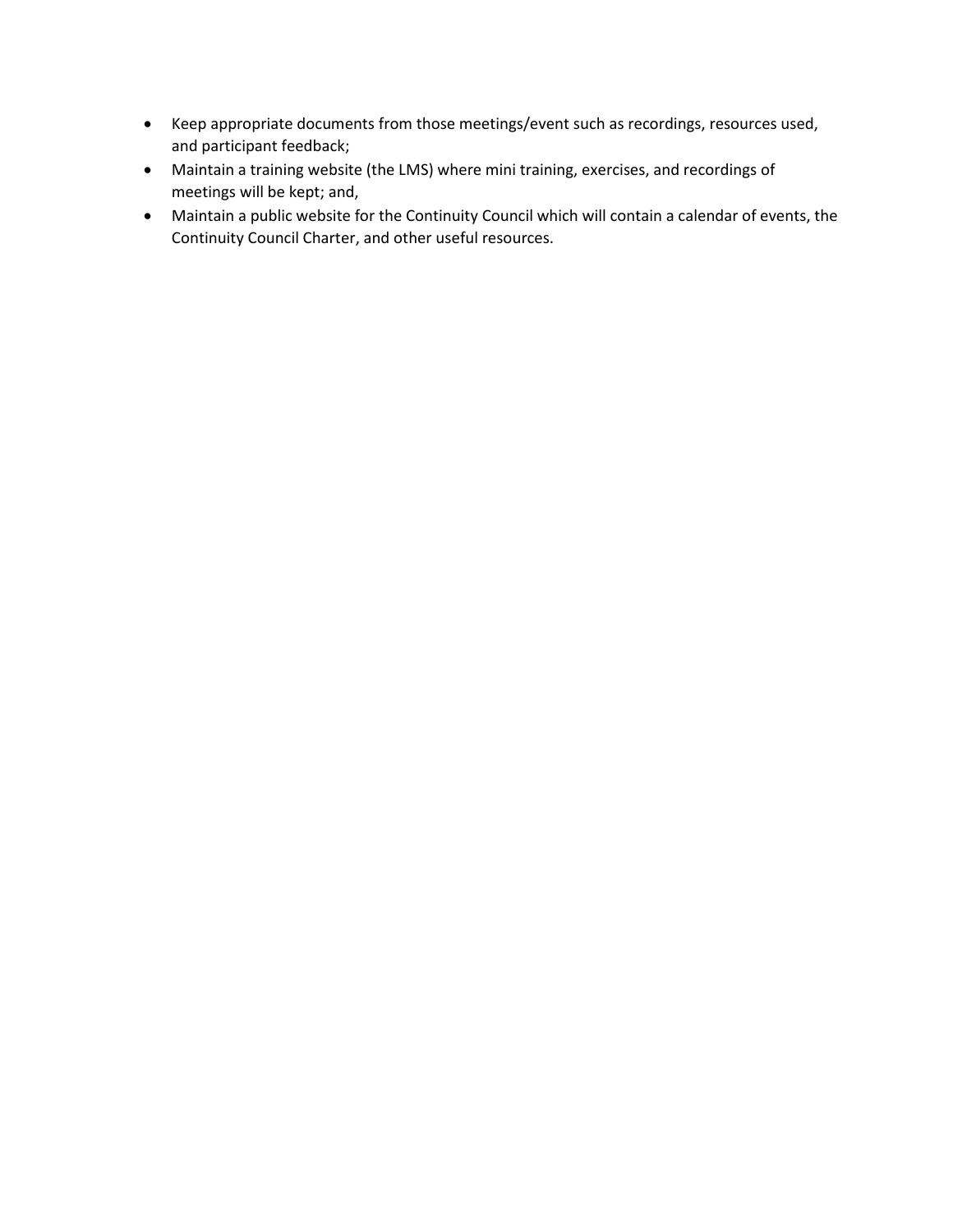- Keep appropriate documents from those meetings/event such as recordings, resources used, and participant feedback;
- Maintain a training website (the LMS) where mini training, exercises, and recordings of meetings will be kept; and,
- Maintain a public website for the Continuity Council which will contain a calendar of events, the Continuity Council Charter, and other useful resources.